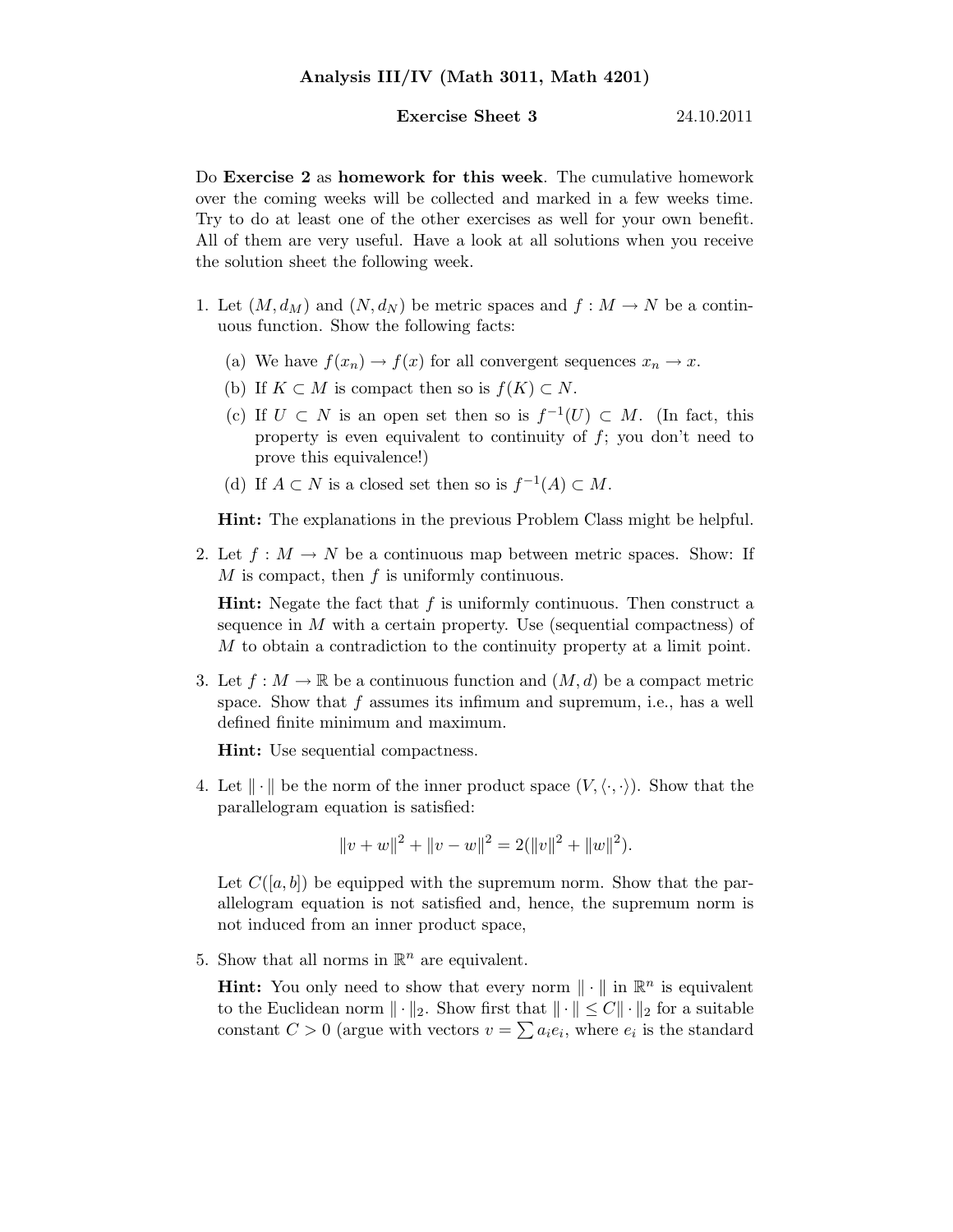# Analysis III/IV (Math 3011, Math 4201)

**Exercise Sheet 3** 24.10.2011

Do **Exercise 2** as **homework for this week**. The cumulative homework over the coming weeks will be collected and marked in a few weeks time. Try to do at least one of the other exercises as well for your own benefit. All of them are very useful. Have a look at all solutions when you receive the solution sheet the following week.

1. Let $(M, d_M)$ and $(N, d_N)$ be metric spaces and $f : M \to N$ be a continuous function. Show the following facts:

   (a) We have $f(x_n) \to f(x)$ for all convergent sequences $x_n \to x$.

   (b) If $K \subset M$ is compact then so is $f(K) \subset N$.

   (c) If $U \subset N$ is an open set then so is $f^{-1}(U) \subset M$. (In fact, this property is even equivalent to continuity of $f$; you don't need to prove this equivalence!)

   (d) If $A \subset N$ is a closed set then so is $f^{-1}(A) \subset M$.

   **Hint:** The explanations in the previous Problem Class might be helpful.

2. Let $f : M \to N$ be a continuous map between metric spaces. Show: If $M$ is compact, then $f$ is uniformly continuous.

   **Hint:** Negate the fact that $f$ is uniformly continuous. Then construct a sequence in $M$ with a certain property. Use (sequential compactness) of $M$ to obtain a contradiction to the continuity property at a limit point.

3. Let $f : M \to \mathbb{R}$ be a continuous function and $(M, d)$ be a compact metric space. Show that $f$ assumes its infimum and supremum, i.e., has a well defined finite minimum and maximum.

   **Hint:** Use sequential compactness.

4. Let $\|\cdot\|$ be the norm of the inner product space $(V, \langle \cdot, \cdot \rangle)$. Show that the parallelogram equation is satisfied:

$$\|v + w\|^2 + \|v - w\|^2 = 2(\|v\|^2 + \|w\|^2).$$

   Let $C([a, b])$ be equipped with the supremum norm. Show that the parallelogram equation is not satisfied and, hence, the supremum norm is not induced from an inner product space,

5. Show that all norms in $\mathbb{R}^n$ are equivalent.

   **Hint:** You only need to show that every norm $\|\cdot\|$ in $\mathbb{R}^n$ is equivalent to the Euclidean norm $\|\cdot\|_2$. Show first that $\|\cdot\| \leq C\|\cdot\|_2$ for a suitable constant $C > 0$ (argue with vectors $v = \sum a_i e_i$, where $e_i$ is the standard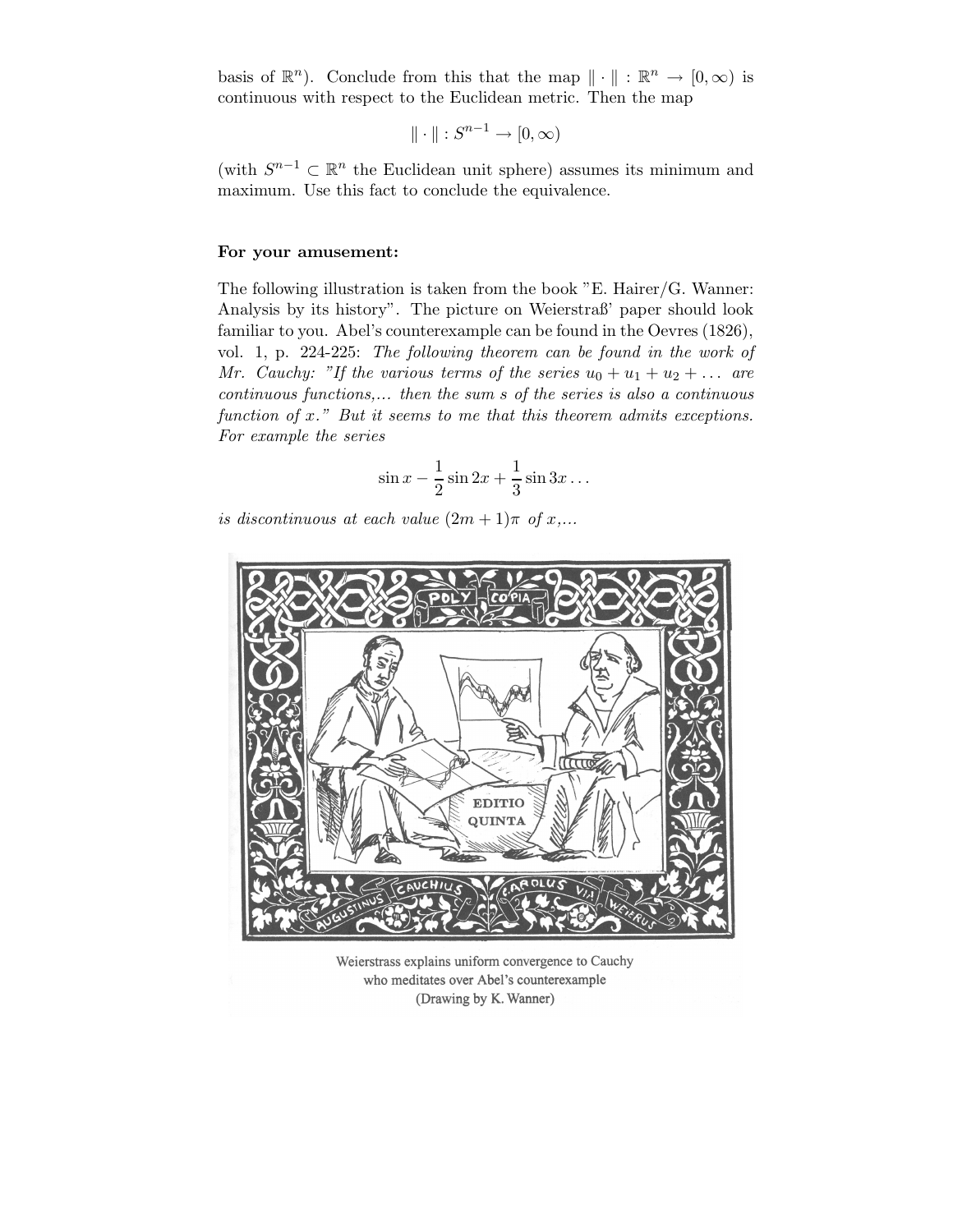basis of $\mathbb{R}^n$). Conclude from this that the map $\|\cdot\| : \mathbb{R}^n \to [0, \infty)$ is continuous with respect to the Euclidean metric. Then the map

$$\|\cdot\| : S^{n-1} \to [0, \infty)$$

(with $S^{n-1} \subset \mathbb{R}^n$ the Euclidean unit sphere) assumes its minimum and maximum. Use this fact to conclude the equivalence.

**For your amusement:**

The following illustration is taken from the book "E. Hairer/G. Wanner: Analysis by its history". The picture on Weierstraß' paper should look familiar to you. Abel's counterexample can be found in the Oevres (1826), vol. 1, p. 224-225: *The following theorem can be found in the work of Mr. Cauchy: "If the various terms of the series $u_0 + u_1 + u_2 + \ldots$ are continuous functions,... then the sum $s$ of the series is also a continuous function of $x$." But it seems to me that this theorem admits exceptions. For example the series*

$$\sin x - \frac{1}{2}\sin 2x + \frac{1}{3}\sin 3x \ldots$$

*is discontinuous at each value $(2m+1)\pi$ of $x$,...*

Weierstrass explains uniform convergence to Cauchy who meditates over Abel's counterexample (Drawing by K. Wanner)